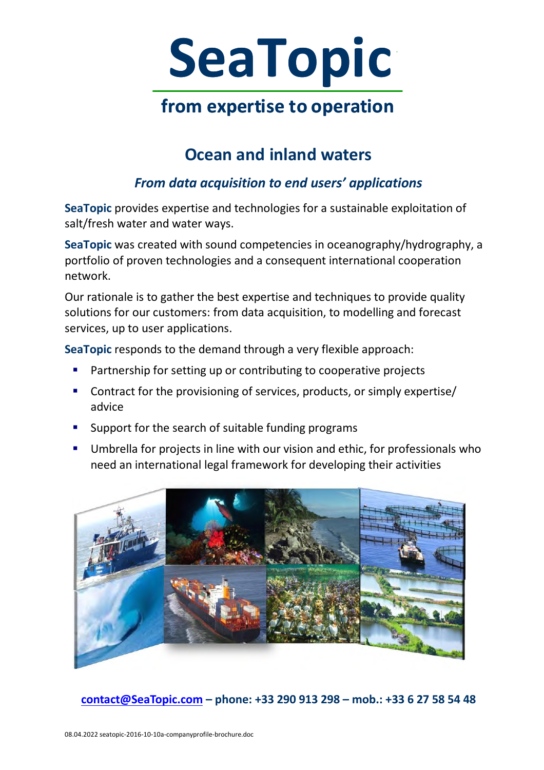# SeaTopic

## from expertise to operation

## Ocean and inland waters

### *From data acquisition to end users' applications*

**SeaTopic** provides expertise and technologies for a sustainable exploitation of salt/fresh water and water ways.

**SeaTopic** was created with sound competencies in oceanography/hydrography, a portfolio of proven technologies and a consequent international cooperation network.

Our rationale is to gather the best expertise and techniques to provide quality solutions for our customers: from data acquisition, to modelling and forecast services, up to user applications.

**SeaTopic** responds to the demand through a very flexible approach:

- Partnership for setting up or contributing to cooperative projects
- Contract for the provisioning of services, products, or simply expertise/ advice
- Support for the search of suitable funding programs
- Umbrella for projects in line with our vision and ethic, for professionals who need an international legal framework for developing their activities

**contact@SeaTopic.com – phone: +33 290 913 298 – mob.: +33 6 27 58 54 48**

08.04.2022 seatopic-2016-10-10a-companyprofile-brochure.doc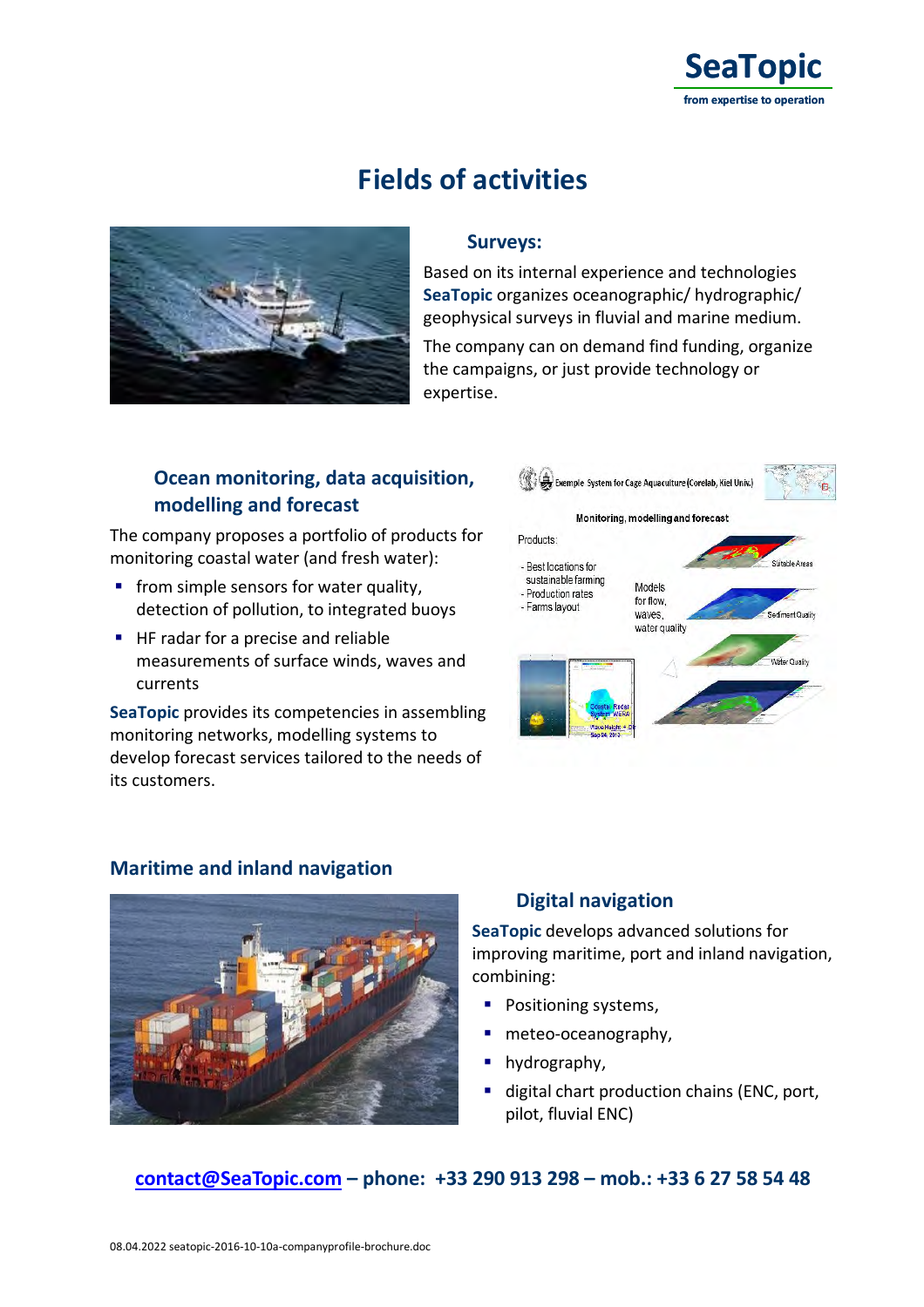# Fields of activities

### Surveys:

Based on its internal experience and technologies **SeaTopic** organizes oceanographic/ hydrographic/ geophysical surveys in fluvial and marine medium.

The company can on demand find funding, organize the campaigns, or just provide technology or expertise.

### Ocean monitoring, data acquisition, modelling and forecast

The company proposes a portfolio of products for monitoring coastal water (and fresh water):

- from simple sensors for water quality, detection of pollution, to integrated buoys
- HF radar for a precise and reliable measurements of surface winds, waves and currents

**SeaTopic** provides its competencies in assembling monitoring networks, modelling systems to develop forecast services tailored to the needs of its customers.

### Maritime and inland navigation

### Digital navigation

**SeaTopic** develops advanced solutions for improving maritime, port and inland navigation, combining:

- Positioning systems,
- meteo-oceanography,
- hydrography,
- digital chart production chains (ENC, port, pilot, fluvial ENC)

**contact@SeaTopic.com – phone: +33 290 913 298 – mob.: +33 6 27 58 54 48**

08.04.2022 seatopic-2016-10-10a-companyprofile-brochure.doc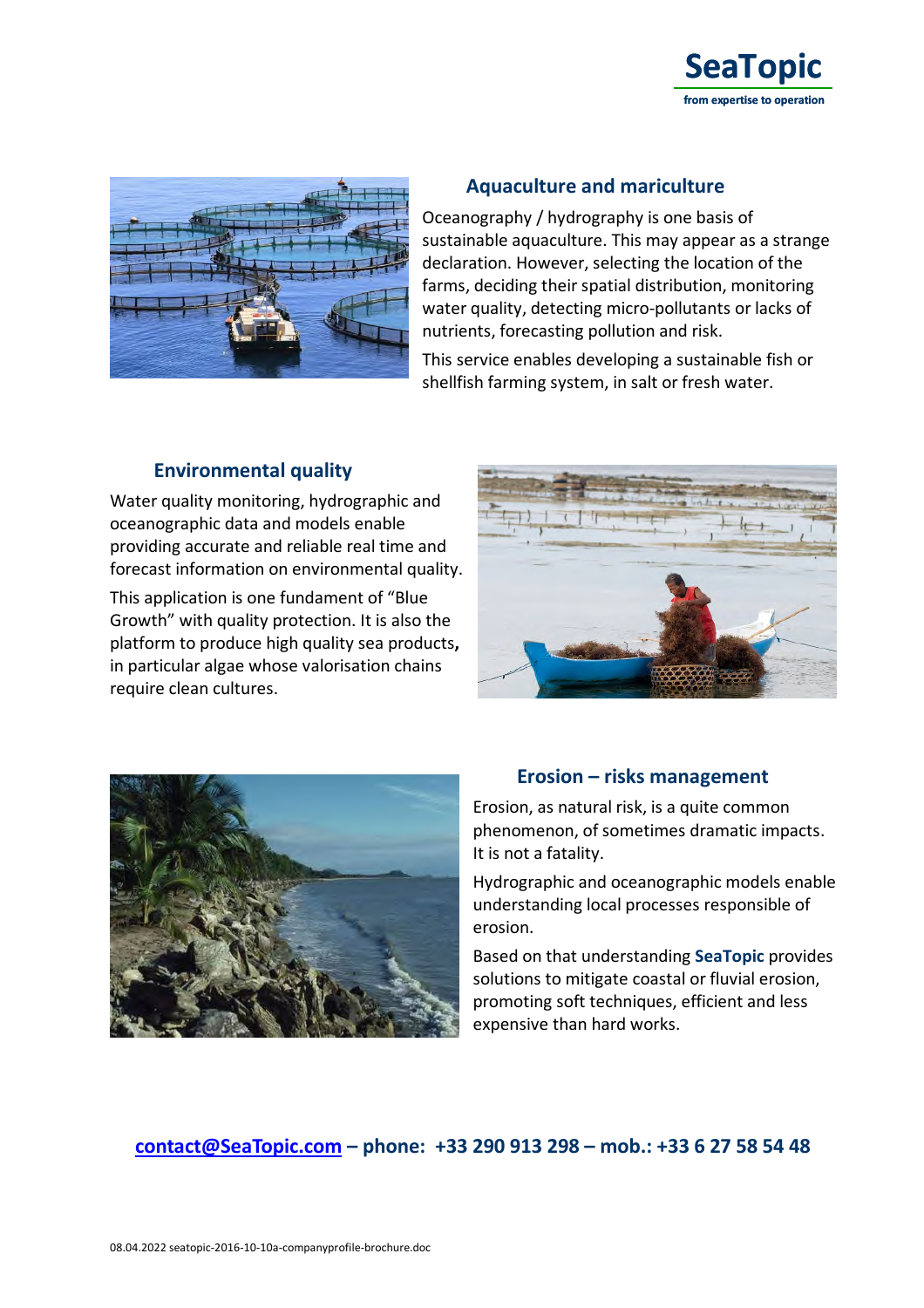## Aquaculture and mariculture

Oceanography / hydrography is one basis of sustainable aquaculture. This may appear as a strange declaration. However, selecting the location of the farms, deciding their spatial distribution, monitoring water quality, detecting micro-pollutants or lacks of nutrients, forecasting pollution and risk.

This service enables developing a sustainable fish or shellfish farming system, in salt or fresh water.

## Environmental quality

Water quality monitoring, hydrographic and oceanographic data and models enable providing accurate and reliable real time and forecast information on environmental quality.

This application is one fundament of "Blue Growth" with quality protection. It is also the platform to produce high quality sea products**,** in particular algae whose valorisation chains require clean cultures.

## Erosion – risks management

Erosion, as natural risk, is a quite common phenomenon, of sometimes dramatic impacts. It is not a fatality.

Hydrographic and oceanographic models enable understanding local processes responsible of erosion.

Based on that understanding **SeaTopic** provides solutions to mitigate coastal or fluvial erosion, promoting soft techniques, efficient and less expensive than hard works.

**contact@SeaTopic.com – phone: +33 290 913 298 – mob.: +33 6 27 58 54 48**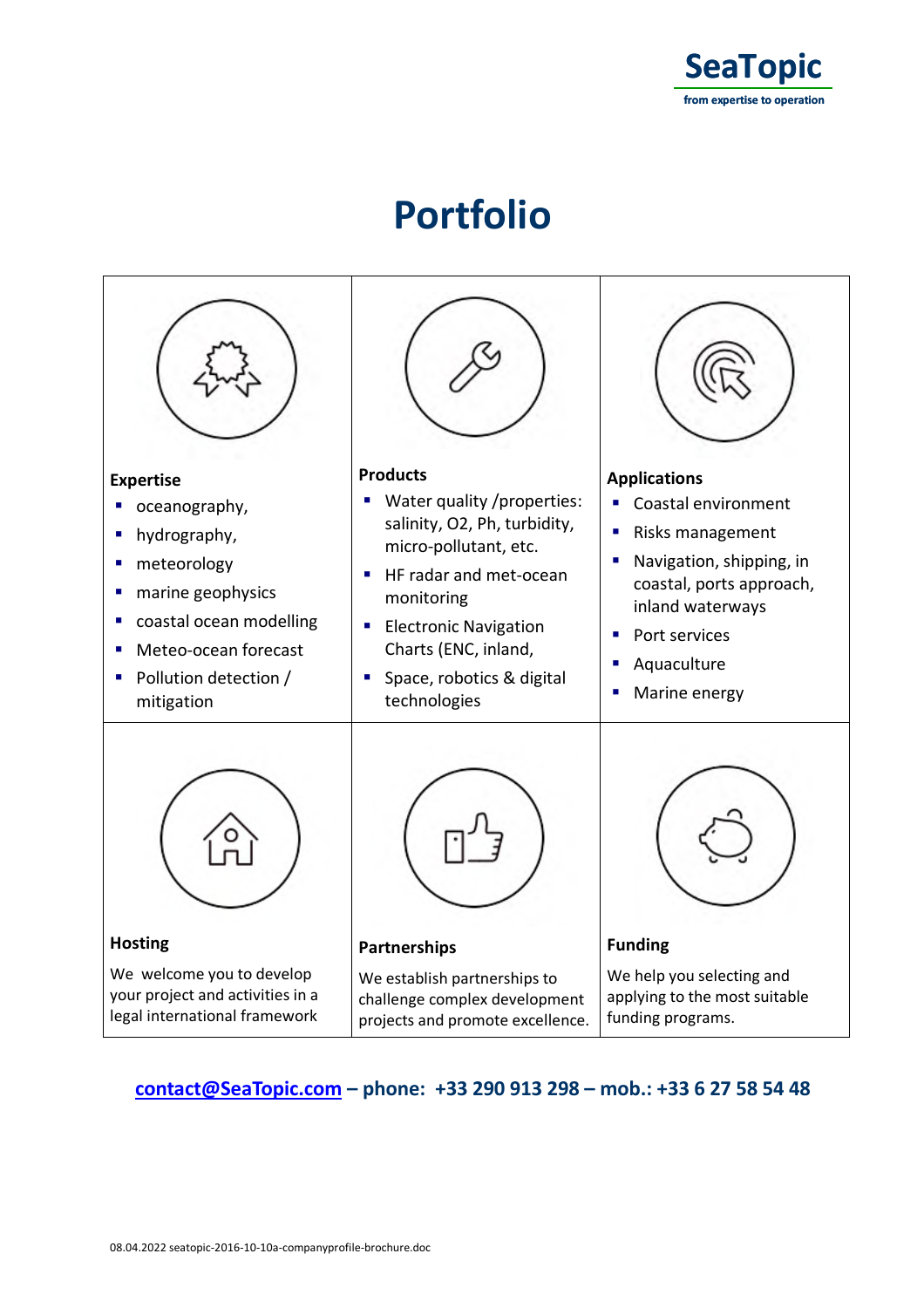SeaTopic

from expertise to operation

# Portfolio

### Expertise

- oceanography,
- hydrography,
- meteorology
- marine geophysics
- coastal ocean modelling
- Meteo-ocean forecast
- Pollution detection / mitigation

### Products

- Water quality /properties: salinity, O2, Ph, turbidity, micro-pollutant, etc.
- HF radar and met-ocean monitoring
- Electronic Navigation Charts (ENC, inland,
- Space, robotics & digital technologies

### Applications

- Coastal environment
- Risks management
- Navigation, shipping, in coastal, ports approach, inland waterways
- Port services
- Aquaculture
- Marine energy

### Hosting

We welcome you to develop your project and activities in a legal international framework

### Partnerships

We establish partnerships to challenge complex development projects and promote excellence.

### Funding

We help you selecting and applying to the most suitable funding programs.

**contact@SeaTopic.com – phone: +33 290 913 298 – mob.: +33 6 27 58 54 48**

08.04.2022 seatopic-2016-10-10a-companyprofile-brochure.doc